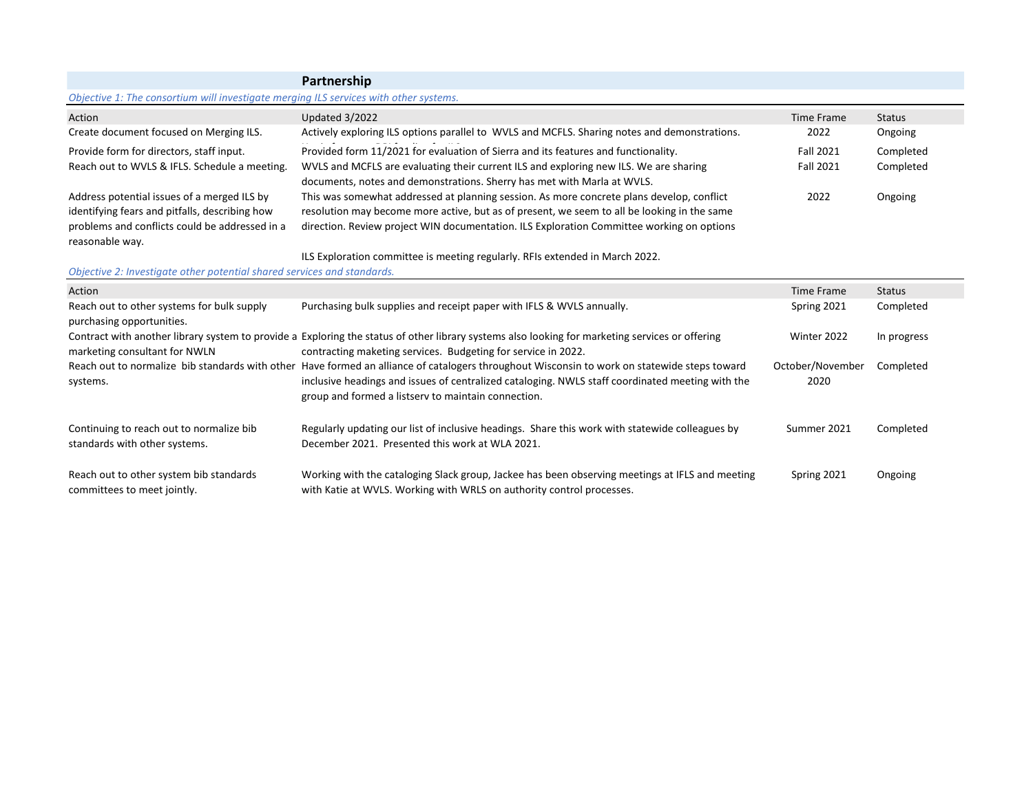## Partnership

*Objective 1: The consortium will investigate merging ILS services with other systems.*

| Action | Updated 3/2022 | Time Frame | Status |
|---|---|---|---|
| Create document focused on Merging ILS. | Actively exploring ILS options parallel to WVLS and MCFLS. Sharing notes and demonstrations. | 2022 | Ongoing |
| Provide form for directors, staff input. | Provided form 11/2021 for evaluation of Sierra and its features and functionality. | Fall 2021 | Completed |
| Reach out to WVLS & IFLS. Schedule a meeting. | WVLS and MCFLS are evaluating their current ILS and exploring new ILS. We are sharing documents, notes and demonstrations. Sherry has met with Marla at WVLS. | Fall 2021 | Completed |
| Address potential issues of a merged ILS by identifying fears and pitfalls, describing how problems and conflicts could be addressed in a reasonable way. | This was somewhat addressed at planning session. As more concrete plans develop, conflict resolution may become more active, but as of present, we seem to all be looking in the same direction. Review project WIN documentation. ILS Exploration Committee working on options<br><br>ILS Exploration committee is meeting regularly. RFIs extended in March 2022. | 2022 | Ongoing |

*Objective 2: Investigate other potential shared services and standards.*

| Action | | Time Frame | Status |
|---|---|---|---|
| Reach out to other systems for bulk supply purchasing opportunities. | Purchasing bulk supplies and receipt paper with IFLS & WVLS annually. | Spring 2021 | Completed |
| Contract with another library system to provide a marketing consultant for NWLN | Exploring the status of other library systems also looking for marketing services or offering contracting maketing services. Budgeting for service in 2022. | Winter 2022 | In progress |
| Reach out to normalize bib standards with other systems. | Have formed an alliance of catalogers throughout Wisconsin to work on statewide steps toward inclusive headings and issues of centralized cataloging. NWLS staff coordinated meeting with the group and formed a listserv to maintain connection. | October/November 2020 | Completed |
| Continuing to reach out to normalize bib standards with other systems. | Regularly updating our list of inclusive headings. Share this work with statewide colleagues by December 2021. Presented this work at WLA 2021. | Summer 2021 | Completed |
| Reach out to other system bib standards committees to meet jointly. | Working with the cataloging Slack group, Jackee has been observing meetings at IFLS and meeting with Katie at WVLS. Working with WRLS on authority control processes. | Spring 2021 | Ongoing |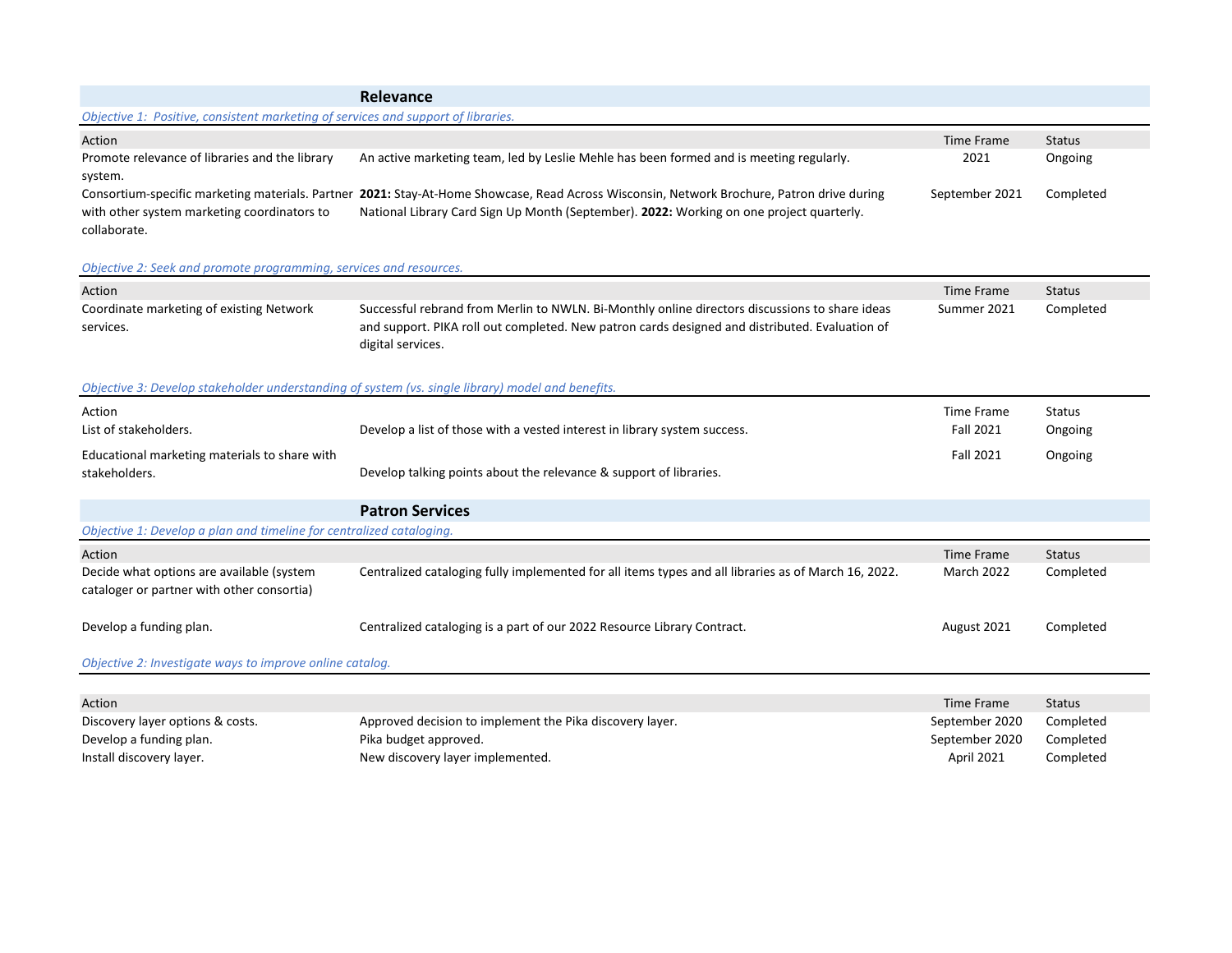## Relevance

*Objective 1: Positive, consistent marketing of services and support of libraries.*

| Action | | Time Frame | Status |
|---|---|---|---|
| Promote relevance of libraries and the library system. | An active marketing team, led by Leslie Mehle has been formed and is meeting regularly. | 2021 | Ongoing |
| Consortium-specific marketing materials. Partner with other system marketing coordinators to collaborate. | **2021:** Stay-At-Home Showcase, Read Across Wisconsin, Network Brochure, Patron drive during National Library Card Sign Up Month (September). **2022:** Working on one project quarterly. | September 2021 | Completed |

*Objective 2: Seek and promote programming, services and resources.*

| Action | | Time Frame | Status |
|---|---|---|---|
| Coordinate marketing of existing Network services. | Successful rebrand from Merlin to NWLN. Bi-Monthly online directors discussions to share ideas and support. PIKA roll out completed. New patron cards designed and distributed. Evaluation of digital services. | Summer 2021 | Completed |

*Objective 3: Develop stakeholder understanding of system (vs. single library) model and benefits.*

| Action | | Time Frame | Status |
|---|---|---|---|
| List of stakeholders. | Develop a list of those with a vested interest in library system success. | Fall 2021 | Ongoing |
| Educational marketing materials to share with stakeholders. | Develop talking points about the relevance & support of libraries. | Fall 2021 | Ongoing |

## Patron Services

*Objective 1: Develop a plan and timeline for centralized cataloging.*

| Action | | Time Frame | Status |
|---|---|---|---|
| Decide what options are available (system cataloger or partner with other consortia) | Centralized cataloging fully implemented for all items types and all libraries as of March 16, 2022. | March 2022 | Completed |
| Develop a funding plan. | Centralized cataloging is a part of our 2022 Resource Library Contract. | August 2021 | Completed |

*Objective 2: Investigate ways to improve online catalog.*

| Action | | Time Frame | Status |
|---|---|---|---|
| Discovery layer options & costs. | Approved decision to implement the Pika discovery layer. | September 2020 | Completed |
| Develop a funding plan. | Pika budget approved. | September 2020 | Completed |
| Install discovery layer. | New discovery layer implemented. | April 2021 | Completed |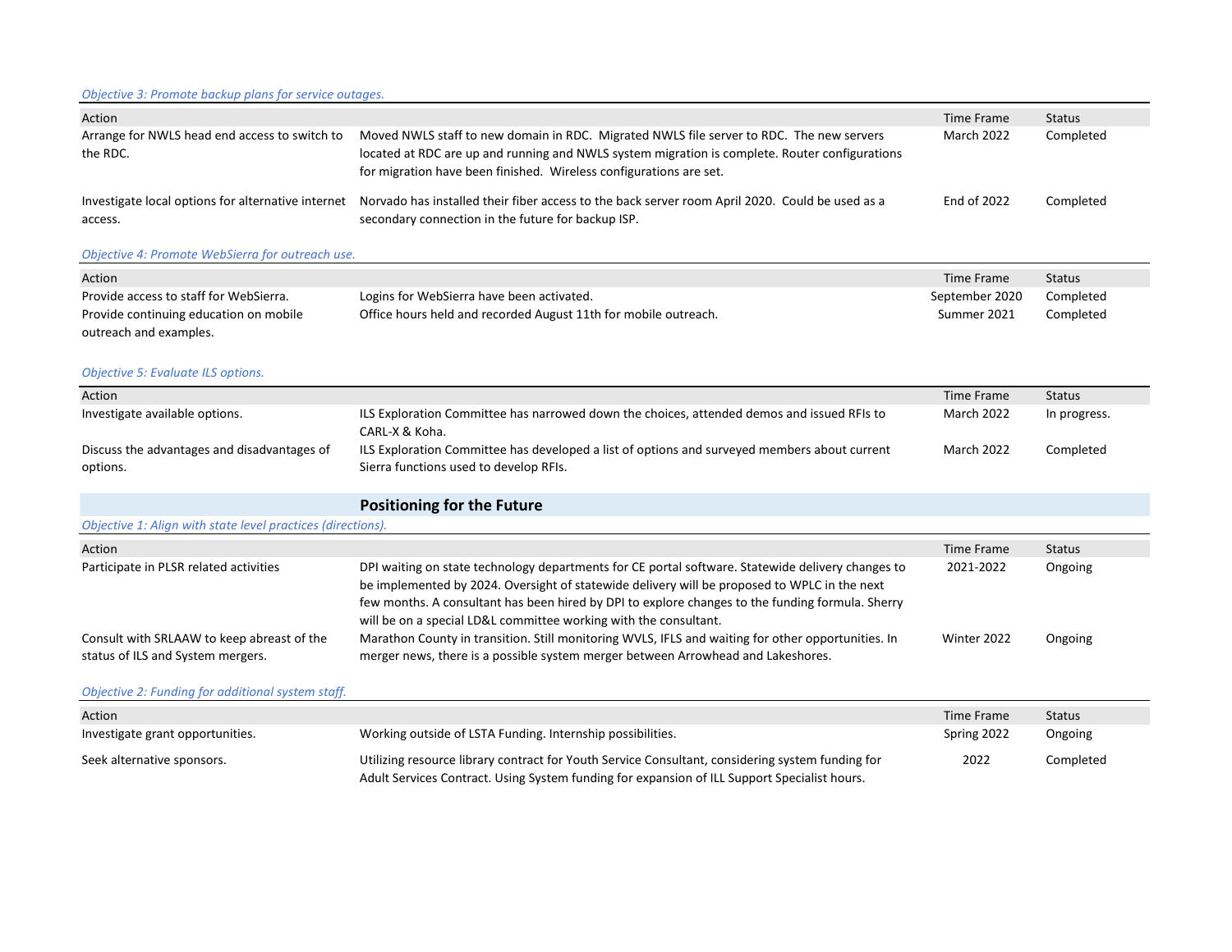*Objective 3: Promote backup plans for service outages.*

| Action | | Time Frame | Status |
|---|---|---|---|
| Arrange for NWLS head end access to switch to the RDC. | Moved NWLS staff to new domain in RDC. Migrated NWLS file server to RDC. The new servers located at RDC are up and running and NWLS system migration is complete. Router configurations for migration have been finished. Wireless configurations are set. | March 2022 | Completed |
| Investigate local options for alternative internet access. | Norvado has installed their fiber access to the back server room April 2020. Could be used as a secondary connection in the future for backup ISP. | End of 2022 | Completed |

*Objective 4: Promote WebSierra for outreach use.*

| Action | | Time Frame | Status |
|---|---|---|---|
| Provide access to staff for WebSierra. | Logins for WebSierra have been activated. | September 2020 | Completed |
| Provide continuing education on mobile outreach and examples. | Office hours held and recorded August 11th for mobile outreach. | Summer 2021 | Completed |

*Objective 5: Evaluate ILS options.*

| Action | | Time Frame | Status |
|---|---|---|---|
| Investigate available options. | ILS Exploration Committee has narrowed down the choices, attended demos and issued RFIs to CARL-X & Koha. | March 2022 | In progress. |
| Discuss the advantages and disadvantages of options. | ILS Exploration Committee has developed a list of options and surveyed members about current Sierra functions used to develop RFIs. | March 2022 | Completed |

## Positioning for the Future

*Objective 1: Align with state level practices (directions).*

| Action | | Time Frame | Status |
|---|---|---|---|
| Participate in PLSR related activities | DPI waiting on state technology departments for CE portal software. Statewide delivery changes to be implemented by 2024. Oversight of statewide delivery will be proposed to WPLC in the next few months. A consultant has been hired by DPI to explore changes to the funding formula. Sherry will be on a special LD&L committee working with the consultant. | 2021-2022 | Ongoing |
| Consult with SRLAAW to keep abreast of the status of ILS and System mergers. | Marathon County in transition. Still monitoring WVLS, IFLS and waiting for other opportunities. In merger news, there is a possible system merger between Arrowhead and Lakeshores. | Winter 2022 | Ongoing |

*Objective 2: Funding for additional system staff.*

| Action | | Time Frame | Status |
|---|---|---|---|
| Investigate grant opportunities. | Working outside of LSTA Funding. Internship possibilities. | Spring 2022 | Ongoing |
| Seek alternative sponsors. | Utilizing resource library contract for Youth Service Consultant, considering system funding for Adult Services Contract. Using System funding for expansion of ILL Support Specialist hours. | 2022 | Completed |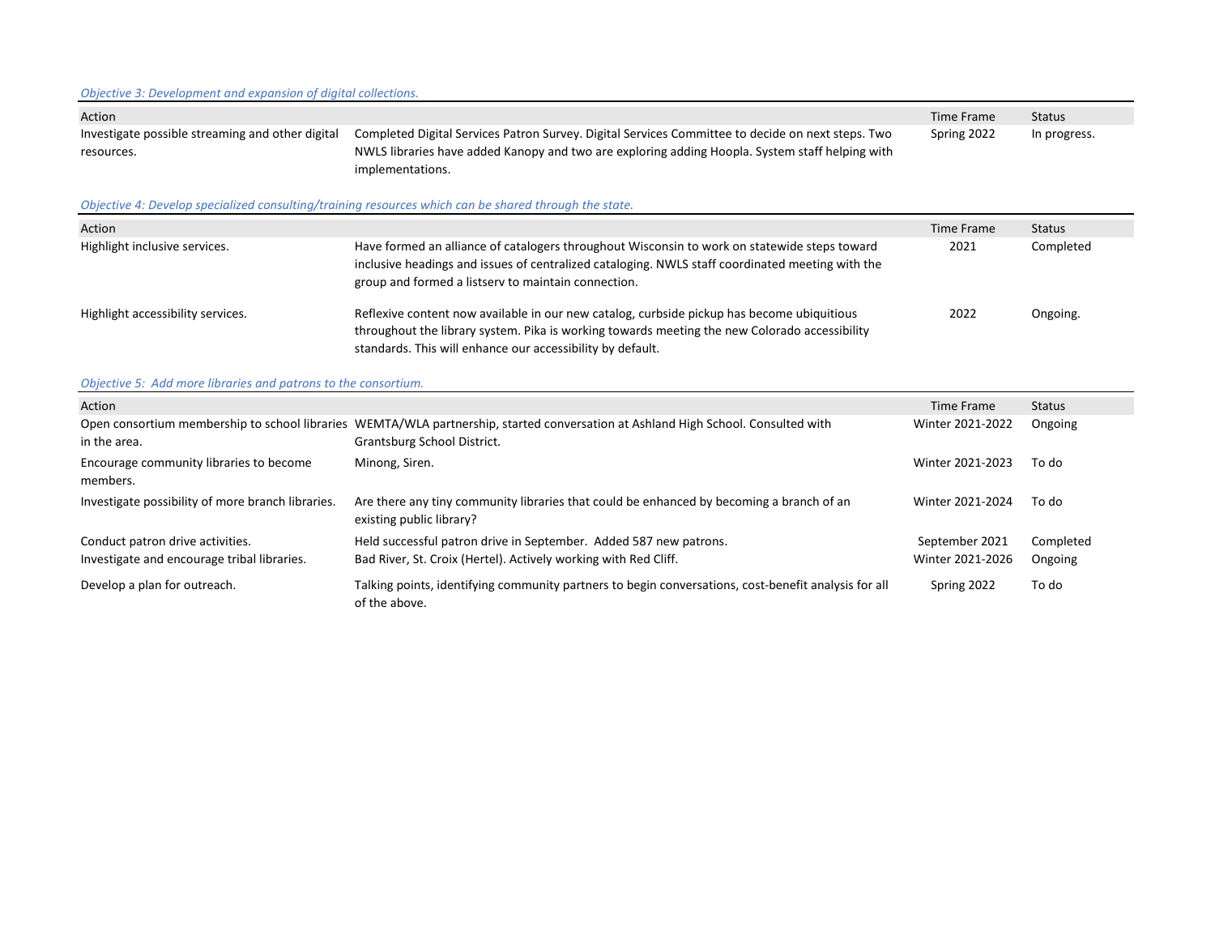*Objective 3: Development and expansion of digital collections.*

| Action | | Time Frame | Status |
|---|---|---|---|
| Investigate possible streaming and other digital resources. | Completed Digital Services Patron Survey. Digital Services Committee to decide on next steps. Two NWLS libraries have added Kanopy and two are exploring adding Hoopla. System staff helping with implementations. | Spring 2022 | In progress. |

*Objective 4: Develop specialized consulting/training resources which can be shared through the state.*

| Action | | Time Frame | Status |
|---|---|---|---|
| Highlight inclusive services. | Have formed an alliance of catalogers throughout Wisconsin to work on statewide steps toward inclusive headings and issues of centralized cataloging. NWLS staff coordinated meeting with the group and formed a listserv to maintain connection. | 2021 | Completed |
| Highlight accessibility services. | Reflexive content now available in our new catalog, curbside pickup has become ubiquitious throughout the library system. Pika is working towards meeting the new Colorado accessibility standards. This will enhance our accessibility by default. | 2022 | Ongoing. |

*Objective 5: Add more libraries and patrons to the consortium.*

| Action | | Time Frame | Status |
|---|---|---|---|
| Open consortium membership to school libraries in the area. | WEMTA/WLA partnership, started conversation at Ashland High School. Consulted with Grantsburg School District. | Winter 2021-2022 | Ongoing |
| Encourage community libraries to become members. | Minong, Siren. | Winter 2021-2023 | To do |
| Investigate possibility of more branch libraries. | Are there any tiny community libraries that could be enhanced by becoming a branch of an existing public library? | Winter 2021-2024 | To do |
| Conduct patron drive activities. | Held successful patron drive in September. Added 587 new patrons. | September 2021 | Completed |
| Investigate and encourage tribal libraries. | Bad River, St. Croix (Hertel). Actively working with Red Cliff. | Winter 2021-2026 | Ongoing |
| Develop a plan for outreach. | Talking points, identifying community partners to begin conversations, cost-benefit analysis for all of the above. | Spring 2022 | To do |